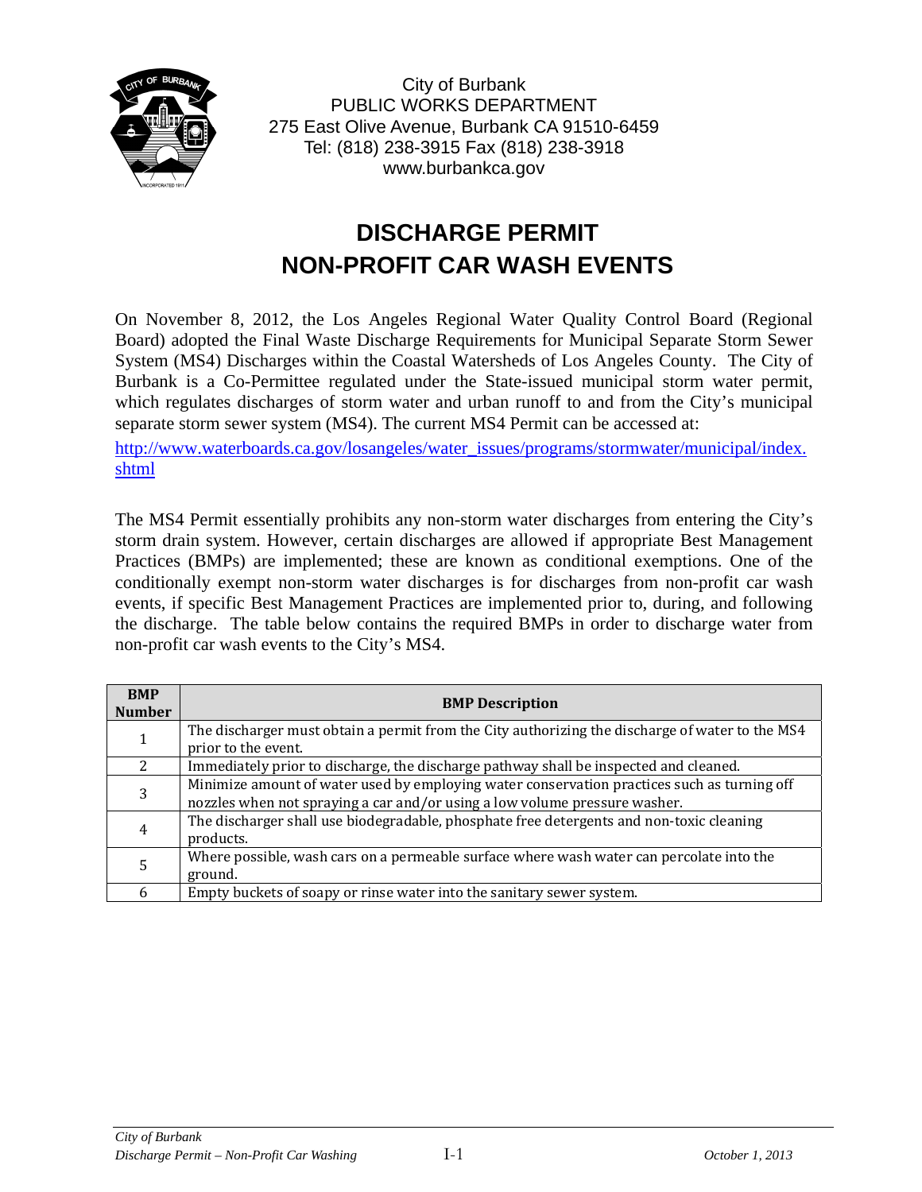City of Burbank
PUBLIC WORKS DEPARTMENT
275 East Olive Avenue, Burbank CA 91510-6459
Tel: (818) 238-3915 Fax (818) 238-3918
www.burbankca.gov

# DISCHARGE PERMIT
# NON-PROFIT CAR WASH EVENTS

On November 8, 2012, the Los Angeles Regional Water Quality Control Board (Regional Board) adopted the Final Waste Discharge Requirements for Municipal Separate Storm Sewer System (MS4) Discharges within the Coastal Watersheds of Los Angeles County. The City of Burbank is a Co-Permittee regulated under the State-issued municipal storm water permit, which regulates discharges of storm water and urban runoff to and from the City's municipal separate storm sewer system (MS4). The current MS4 Permit can be accessed at:

http://www.waterboards.ca.gov/losangeles/water_issues/programs/stormwater/municipal/index.shtml

The MS4 Permit essentially prohibits any non-storm water discharges from entering the City's storm drain system. However, certain discharges are allowed if appropriate Best Management Practices (BMPs) are implemented; these are known as conditional exemptions. One of the conditionally exempt non-storm water discharges is for discharges from non-profit car wash events, if specific Best Management Practices are implemented prior to, during, and following the discharge. The table below contains the required BMPs in order to discharge water from non-profit car wash events to the City's MS4.

| BMP Number | BMP Description |
|---|---|
| 1 | The discharger must obtain a permit from the City authorizing the discharge of water to the MS4 prior to the event. |
| 2 | Immediately prior to discharge, the discharge pathway shall be inspected and cleaned. |
| 3 | Minimize amount of water used by employing water conservation practices such as turning off nozzles when not spraying a car and/or using a low volume pressure washer. |
| 4 | The discharger shall use biodegradable, phosphate free detergents and non-toxic cleaning products. |
| 5 | Where possible, wash cars on a permeable surface where wash water can percolate into the ground. |
| 6 | Empty buckets of soapy or rinse water into the sanitary sewer system. |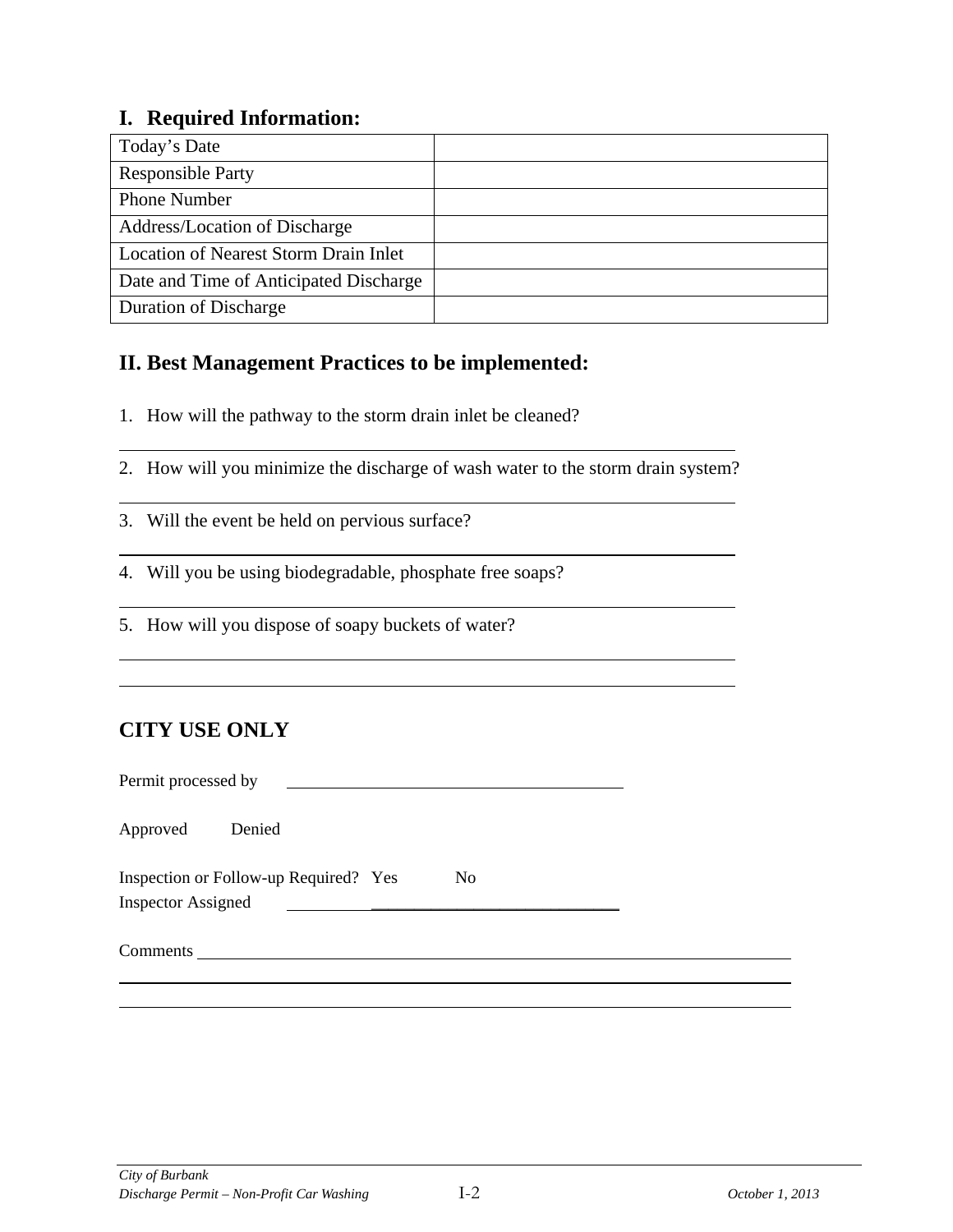## I. Required Information:

| | |
|---|---|
| Today's Date | |
| Responsible Party | |
| Phone Number | |
| Address/Location of Discharge | |
| Location of Nearest Storm Drain Inlet | |
| Date and Time of Anticipated Discharge | |
| Duration of Discharge | |

## II. Best Management Practices to be implemented:

1. How will the pathway to the storm drain inlet be cleaned?

______________________________________________________________

2. How will you minimize the discharge of wash water to the storm drain system?

______________________________________________________________

3. Will the event be held on pervious surface?

______________________________________________________________

4. Will you be using biodegradable, phosphate free soaps?

______________________________________________________________

5. How will you dispose of soapy buckets of water?

______________________________________________________________

______________________________________________________________

## CITY USE ONLY

Permit processed by ______________________________

Approved     Denied

Inspection or Follow-up Required?   Yes     No

Inspector Assigned ______________________________

Comments ______________________________________________________________

______________________________________________________________

______________________________________________________________